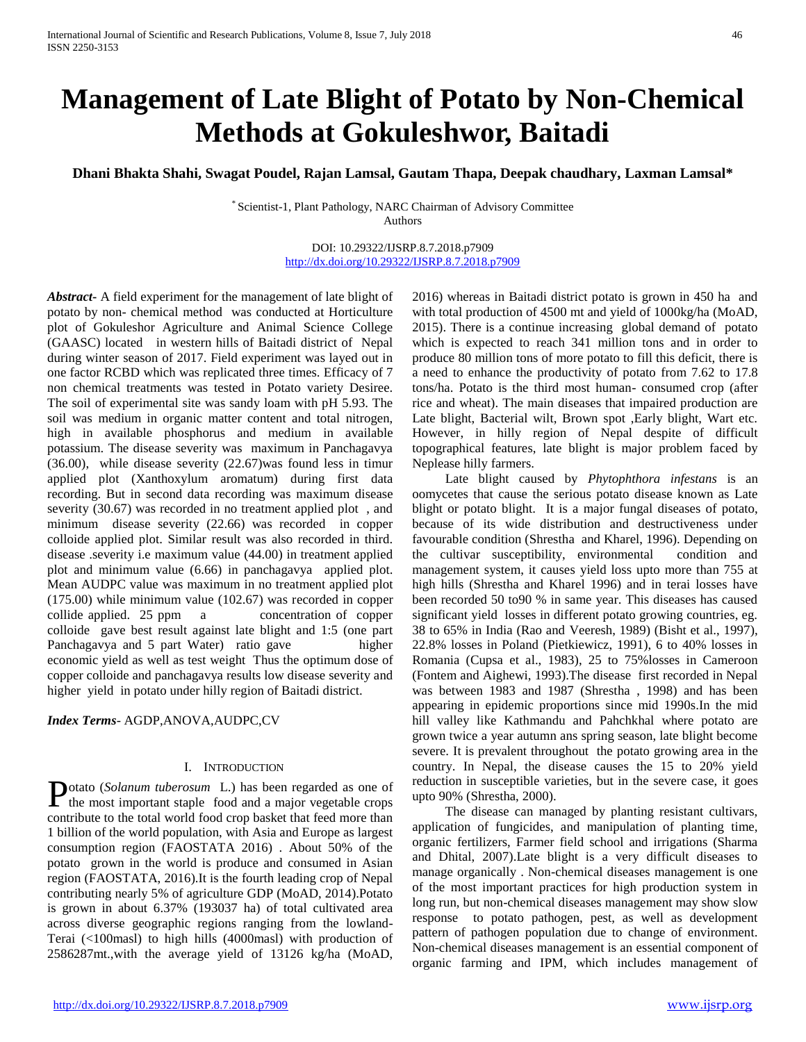# Management of Late Blight of Potato by Non-Chemical Methods at Gokuleshwor, Baitadi

**Dhani Bhakta Shahi, Swagat Poudel, Rajan Lamsal, Gautam Thapa, Deepak chaudhary, Laxman Lamsal***

* Scientist-1, Plant Pathology, NARC Chairman of Advisory Committee
Authors

DOI: 10.29322/IJSRP.8.7.2018.p7909
http://dx.doi.org/10.29322/IJSRP.8.7.2018.p7909

***Abstract-*** A field experiment for the management of late blight of potato by non- chemical method was conducted at Horticulture plot of Gokuleshor Agriculture and Animal Science College (GAASC) located in western hills of Baitadi district of Nepal during winter season of 2017. Field experiment was layed out in one factor RCBD which was replicated three times. Efficacy of 7 non chemical treatments was tested in Potato variety Desiree. The soil of experimental site was sandy loam with pH 5.93. The soil was medium in organic matter content and total nitrogen, high in available phosphorus and medium in available potassium. The disease severity was maximum in Panchagavya (36.00), while disease severity (22.67)was found less in timur applied plot (Xanthoxylum aromatum) during first data recording. But in second data recording was maximum disease severity (30.67) was recorded in no treatment applied plot , and minimum disease severity (22.66) was recorded in copper colloide applied plot. Similar result was also recorded in third. disease .severity i.e maximum value (44.00) in treatment applied plot and minimum value (6.66) in panchagavya applied plot. Mean AUDPC value was maximum in no treatment applied plot (175.00) while minimum value (102.67) was recorded in copper collide applied. 25 ppm a concentration of copper colloide gave best result against late blight and 1:5 (one part Panchagavya and 5 part Water) ratio gave higher economic yield as well as test weight Thus the optimum dose of copper colloide and panchagavya results low disease severity and higher yield in potato under hilly region of Baitadi district.

***Index Terms***- AGDP,ANOVA,AUDPC,CV

## I. Introduction

Potato (*Solanum tuberosum* L.) has been regarded as one of the most important staple food and a major vegetable crops contribute to the total world food crop basket that feed more than 1 billion of the world population, with Asia and Europe as largest consumption region (FAOSTATA 2016) . About 50% of the potato grown in the world is produce and consumed in Asian region (FAOSTATA, 2016).It is the fourth leading crop of Nepal contributing nearly 5% of agriculture GDP (MoAD, 2014).Potato is grown in about 6.37% (193037 ha) of total cultivated area across diverse geographic regions ranging from the lowland-Terai (<100masl) to high hills (4000masl) with production of 2586287mt.,with the average yield of 13126 kg/ha (MoAD, 2016) whereas in Baitadi district potato is grown in 450 ha and with total production of 4500 mt and yield of 1000kg/ha (MoAD, 2015). There is a continue increasing global demand of potato which is expected to reach 341 million tons and in order to produce 80 million tons of more potato to fill this deficit, there is a need to enhance the productivity of potato from 7.62 to 17.8 tons/ha. Potato is the third most human- consumed crop (after rice and wheat). The main diseases that impaired production are Late blight, Bacterial wilt, Brown spot ,Early blight, Wart etc. However, in hilly region of Nepal despite of difficult topographical features, late blight is major problem faced by Neplease hilly farmers.

Late blight caused by *Phytophthora infestans* is an oomycetes that cause the serious potato disease known as Late blight or potato blight. It is a major fungal diseases of potato, because of its wide distribution and destructiveness under favourable condition (Shrestha and Kharel, 1996). Depending on the cultivar susceptibility, environmental condition and management system, it causes yield loss upto more than 755 at high hills (Shrestha and Kharel 1996) and in terai losses have been recorded 50 to90 % in same year. This diseases has caused significant yield losses in different potato growing countries, eg. 38 to 65% in India (Rao and Veeresh, 1989) (Bisht et al., 1997), 22.8% losses in Poland (Pietkiewicz, 1991), 6 to 40% losses in Romania (Cupsa et al., 1983), 25 to 75%losses in Cameroon (Fontem and Aighewi, 1993).The disease first recorded in Nepal was between 1983 and 1987 (Shrestha , 1998) and has been appearing in epidemic proportions since mid 1990s.In the mid hill valley like Kathmandu and Pahchkhal where potato are grown twice a year autumn ans spring season, late blight become severe. It is prevalent throughout the potato growing area in the country. In Nepal, the disease causes the 15 to 20% yield reduction in susceptible varieties, but in the severe case, it goes upto 90% (Shrestha, 2000).

The disease can managed by planting resistant cultivars, application of fungicides, and manipulation of planting time, organic fertilizers, Farmer field school and irrigations (Sharma and Dhital, 2007).Late blight is a very difficult diseases to manage organically . Non-chemical diseases management is one of the most important practices for high production system in long run, but non-chemical diseases management may show slow response to potato pathogen, pest, as well as development pattern of pathogen population due to change of environment. Non-chemical diseases management is an essential component of organic farming and IPM, which includes management of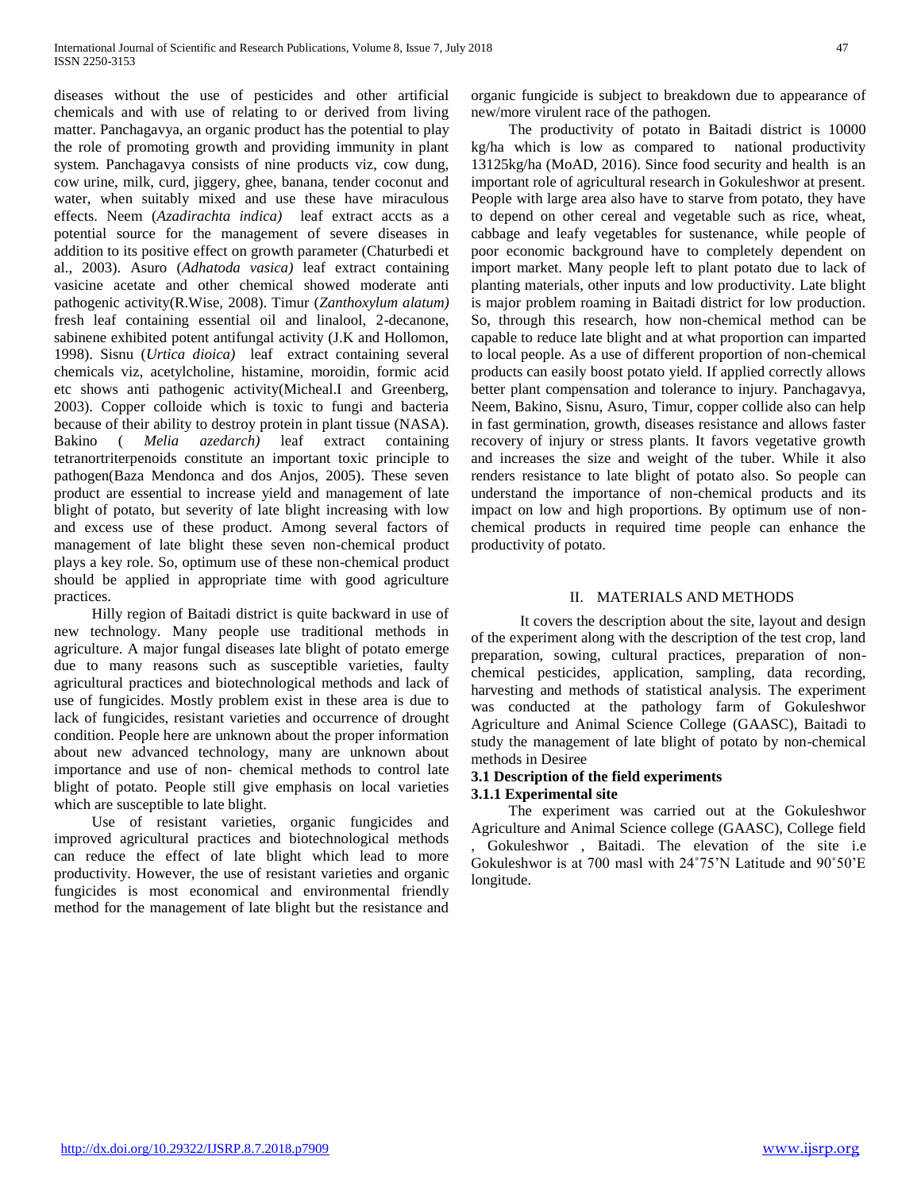diseases without the use of pesticides and other artificial chemicals and with use of relating to or derived from living matter. Panchagavya, an organic product has the potential to play the role of promoting growth and providing immunity in plant system. Panchagavya consists of nine products viz, cow dung, cow urine, milk, curd, jiggery, ghee, banana, tender coconut and water, when suitably mixed and use these have miraculous effects. Neem (*Azadirachta indica)* leaf extract accts as a potential source for the management of severe diseases in addition to its positive effect on growth parameter (Chaturbedi et al., 2003). Asuro (*Adhatoda vasica)* leaf extract containing vasicine acetate and other chemical showed moderate anti pathogenic activity(R.Wise, 2008). Timur (*Zanthoxylum alatum)* fresh leaf containing essential oil and linalool, 2-decanone, sabinene exhibited potent antifungal activity (J.K and Hollomon, 1998). Sisnu (*Urtica dioica)* leaf extract containing several chemicals viz, acetylcholine, histamine, moroidin, formic acid etc shows anti pathogenic activity(Micheal.I and Greenberg, 2003). Copper colloide which is toxic to fungi and bacteria because of their ability to destroy protein in plant tissue (NASA). Bakino ( *Melia azedarch)* leaf extract containing tetranortriterpenoids constitute an important toxic principle to pathogen(Baza Mendonca and dos Anjos, 2005). These seven product are essential to increase yield and management of late blight of potato, but severity of late blight increasing with low and excess use of these product. Among several factors of management of late blight these seven non-chemical product plays a key role. So, optimum use of these non-chemical product should be applied in appropriate time with good agriculture practices.

Hilly region of Baitadi district is quite backward in use of new technology. Many people use traditional methods in agriculture. A major fungal diseases late blight of potato emerge due to many reasons such as susceptible varieties, faulty agricultural practices and biotechnological methods and lack of use of fungicides. Mostly problem exist in these area is due to lack of fungicides, resistant varieties and occurrence of drought condition. People here are unknown about the proper information about new advanced technology, many are unknown about importance and use of non- chemical methods to control late blight of potato. People still give emphasis on local varieties which are susceptible to late blight.

Use of resistant varieties, organic fungicides and improved agricultural practices and biotechnological methods can reduce the effect of late blight which lead to more productivity. However, the use of resistant varieties and organic fungicides is most economical and environmental friendly method for the management of late blight but the resistance and organic fungicide is subject to breakdown due to appearance of new/more virulent race of the pathogen.

The productivity of potato in Baitadi district is 10000 kg/ha which is low as compared to national productivity 13125kg/ha (MoAD, 2016). Since food security and health is an important role of agricultural research in Gokuleshwor at present. People with large area also have to starve from potato, they have to depend on other cereal and vegetable such as rice, wheat, cabbage and leafy vegetables for sustenance, while people of poor economic background have to completely dependent on import market. Many people left to plant potato due to lack of planting materials, other inputs and low productivity. Late blight is major problem roaming in Baitadi district for low production. So, through this research, how non-chemical method can be capable to reduce late blight and at what proportion can imparted to local people. As a use of different proportion of non-chemical products can easily boost potato yield. If applied correctly allows better plant compensation and tolerance to injury. Panchagavya, Neem, Bakino, Sisnu, Asuro, Timur, copper collide also can help in fast germination, growth, diseases resistance and allows faster recovery of injury or stress plants. It favors vegetative growth and increases the size and weight of the tuber. While it also renders resistance to late blight of potato also. So people can understand the importance of non-chemical products and its impact on low and high proportions. By optimum use of non-chemical products in required time people can enhance the productivity of potato.

## II. MATERIALS AND METHODS

It covers the description about the site, layout and design of the experiment along with the description of the test crop, land preparation, sowing, cultural practices, preparation of non-chemical pesticides, application, sampling, data recording, harvesting and methods of statistical analysis. The experiment was conducted at the pathology farm of Gokuleshwor Agriculture and Animal Science College (GAASC), Baitadi to study the management of late blight of potato by non-chemical methods in Desiree

### 3.1 Description of the field experiments

#### 3.1.1 Experimental site

The experiment was carried out at the Gokuleshwor Agriculture and Animal Science college (GAASC), College field , Gokuleshwor , Baitadi. The elevation of the site i.e Gokuleshwor is at 700 masl with 24˚75'N Latitude and 90˚50'E longitude.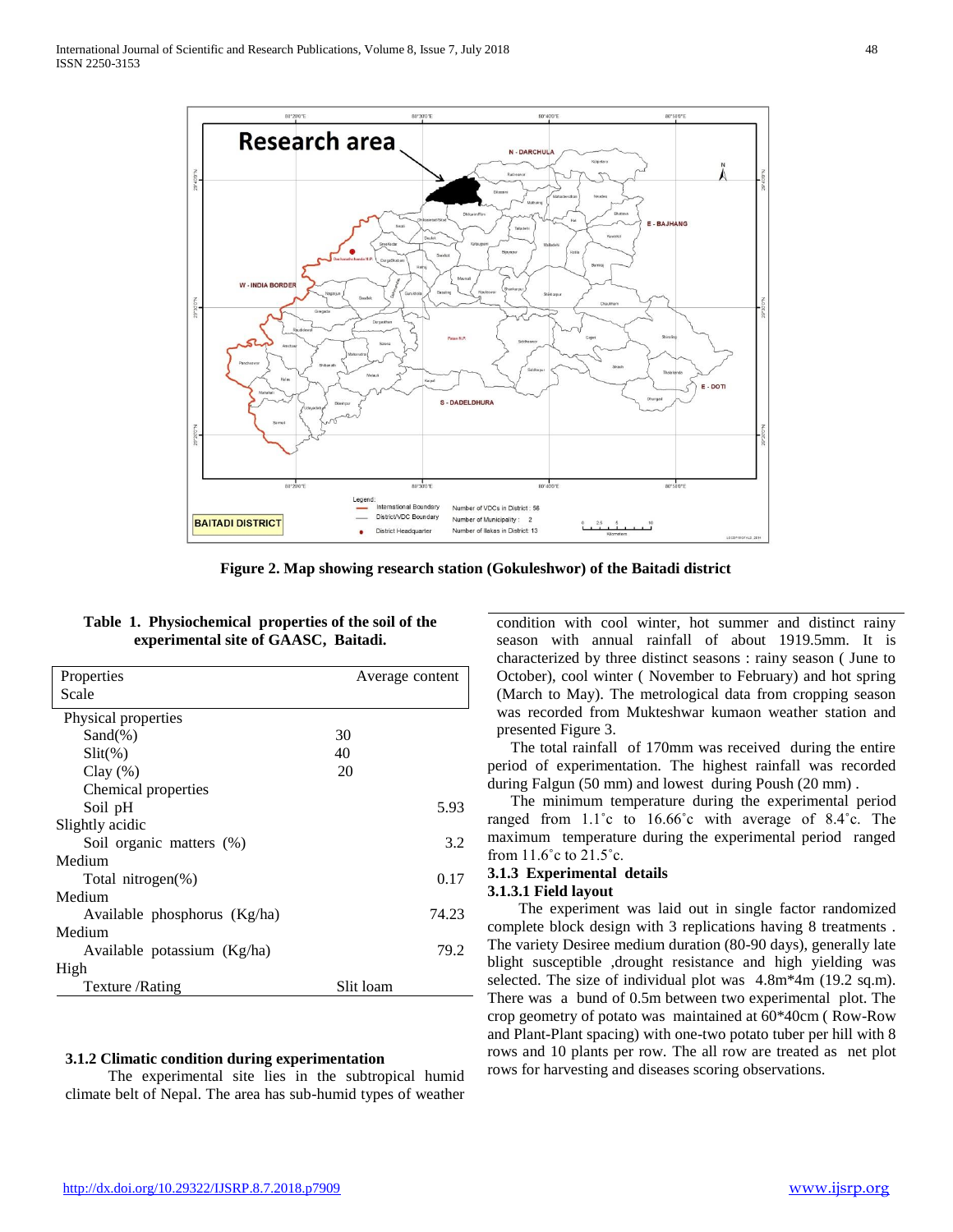Figure 2. Map showing research station (Gokuleshwor) of the Baitadi district

**Table 1. Physiochemical properties of the soil of the experimental site of GAASC, Baitadi.**

| Properties | Average content | Scale |
|---|---|---|
| Physical properties | | |
| Sand(%) | 30 | |
| Slit(%) | 40 | |
| Clay (%) | 20 | |
| Chemical properties | | |
| Soil pH | 5.93 | Slightly acidic |
| Soil organic matters (%) | 3.2 | Medium |
| Total nitrogen(%) | 0.17 | Medium |
| Available phosphorus (Kg/ha) | 74.23 | Medium |
| Available potassium (Kg/ha) | 79.2 | High |
| Texture /Rating | Slit loam | |

### 3.1.2 Climatic condition during experimentation

The experimental site lies in the subtropical humid climate belt of Nepal. The area has sub-humid types of weather condition with cool winter, hot summer and distinct rainy season with annual rainfall of about 1919.5mm. It is characterized by three distinct seasons : rainy season ( June to October), cool winter ( November to February) and hot spring (March to May). The metrological data from cropping season was recorded from Mukteshwar kumaon weather station and presented Figure 3.

The total rainfall of 170mm was received during the entire period of experimentation. The highest rainfall was recorded during Falgun (50 mm) and lowest during Poush (20 mm) .

The minimum temperature during the experimental period ranged from 1.1˚c to 16.66˚c with average of 8.4˚c. The maximum temperature during the experimental period ranged from 11.6˚c to 21.5˚c.

### 3.1.3 Experimental details

#### 3.1.3.1 Field layout

The experiment was laid out in single factor randomized complete block design with 3 replications having 8 treatments . The variety Desiree medium duration (80-90 days), generally late blight susceptible ,drought resistance and high yielding was selected. The size of individual plot was 4.8m*4m (19.2 sq.m). There was a bund of 0.5m between two experimental plot. The crop geometry of potato was maintained at 60*40cm ( Row-Row and Plant-Plant spacing) with one-two potato tuber per hill with 8 rows and 10 plants per row. The all row are treated as net plot rows for harvesting and diseases scoring observations.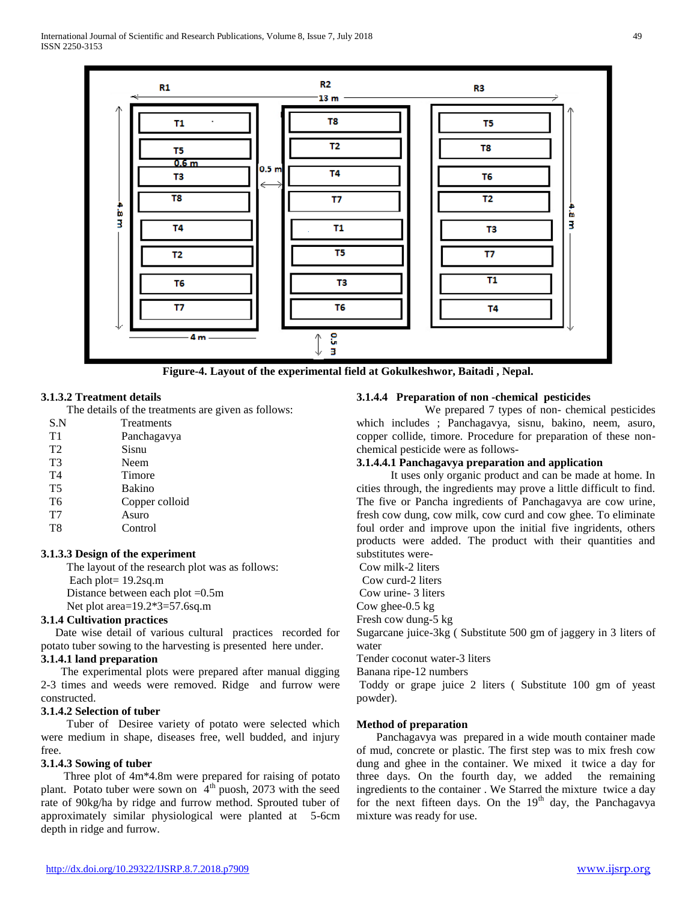Figure-4. Layout of the experimental field at Gokulkeshwor, Baitadi , Nepal.

### 3.1.3.2 Treatment details

The details of the treatments are given as follows:

| S.N | Treatments |
|---|---|
| T1 | Panchagavya |
| T2 | Sisnu |
| T3 | Neem |
| T4 | Timore |
| T5 | Bakino |
| T6 | Copper colloid |
| T7 | Asuro |
| T8 | Control |

### 3.1.3.3 Design of the experiment

The layout of the research plot was as follows:

Each plot= 19.2sq.m

Distance between each plot =0.5m

Net plot area=19.2*3=57.6sq.m

### 3.1.4 Cultivation practices

Date wise detail of various cultural practices recorded for potato tuber sowing to the harvesting is presented here under.

### 3.1.4.1 land preparation

The experimental plots were prepared after manual digging 2-3 times and weeds were removed. Ridge and furrow were constructed.

### 3.1.4.2 Selection of tuber

Tuber of Desiree variety of potato were selected which were medium in shape, diseases free, well budded, and injury free.

### 3.1.4.3 Sowing of tuber

Three plot of 4m*4.8m were prepared for raising of potato plant. Potato tuber were sown on 4th puosh, 2073 with the seed rate of 90kg/ha by ridge and furrow method. Sprouted tuber of approximately similar physiological were planted at 5-6cm depth in ridge and furrow.

### 3.1.4.4 Preparation of non -chemical pesticides

We prepared 7 types of non- chemical pesticides which includes ; Panchagavya, sisnu, bakino, neem, asuro, copper collide, timore. Procedure for preparation of these non-chemical pesticide were as follows-

### 3.1.4.4.1 Panchagavya preparation and application

It uses only organic product and can be made at home. In cities through, the ingredients may prove a little difficult to find. The five or Pancha ingredients of Panchagavya are cow urine, fresh cow dung, cow milk, cow curd and cow ghee. To eliminate foul order and improve upon the initial five ingridents, others products were added. The product with their quantities and substitutes were-

Cow milk-2 liters

Cow curd-2 liters

Cow urine- 3 liters

Cow ghee-0.5 kg

Fresh cow dung-5 kg

Sugarcane juice-3kg ( Substitute 500 gm of jaggery in 3 liters of water

Tender coconut water-3 liters

Banana ripe-12 numbers

Toddy or grape juice 2 liters ( Substitute 100 gm of yeast powder).

**Method of preparation**

Panchagavya was prepared in a wide mouth container made of mud, concrete or plastic. The first step was to mix fresh cow dung and ghee in the container. We mixed it twice a day for three days. On the fourth day, we added the remaining ingredients to the container . We Starred the mixture twice a day for the next fifteen days. On the 19th day, the Panchagavya mixture was ready for use.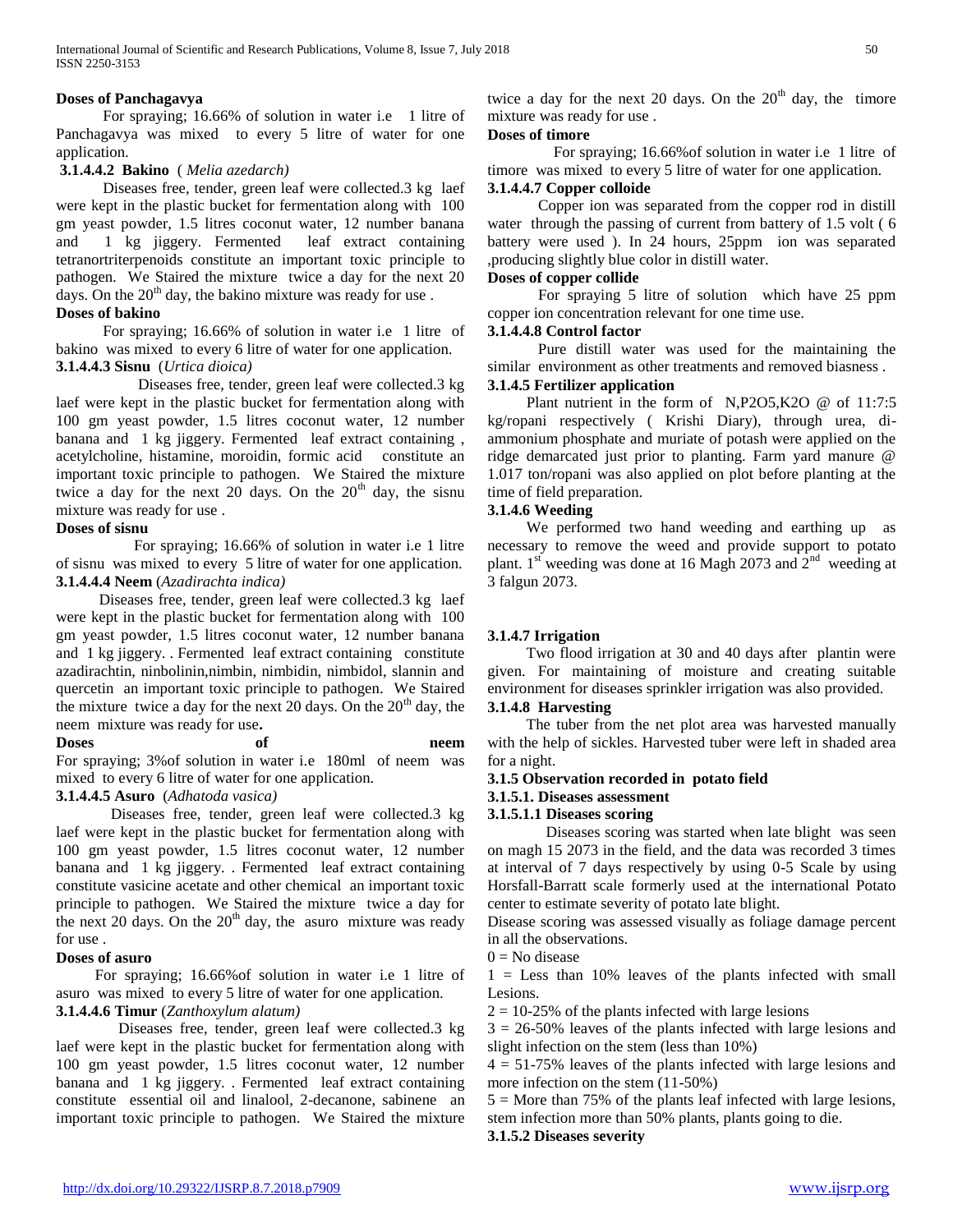**Doses of Panchagavya**

For spraying; 16.66% of solution in water i.e 1 litre of Panchagavya was mixed to every 5 litre of water for one application.

**3.1.4.4.2 Bakino** ( *Melia azedarch)*

Diseases free, tender, green leaf were collected.3 kg laef were kept in the plastic bucket for fermentation along with 100 gm yeast powder, 1.5 litres coconut water, 12 number banana and 1 kg jiggery. Fermented leaf extract containing tetranortriterpenoids constitute an important toxic principle to pathogen. We Staired the mixture twice a day for the next 20 days. On the 20th day, the bakino mixture was ready for use .

**Doses of bakino**

For spraying; 16.66% of solution in water i.e 1 litre of bakino was mixed to every 6 litre of water for one application.

**3.1.4.4.3 Sisnu** (*Urtica dioica)*

Diseases free, tender, green leaf were collected.3 kg laef were kept in the plastic bucket for fermentation along with 100 gm yeast powder, 1.5 litres coconut water, 12 number banana and 1 kg jiggery. Fermented leaf extract containing , acetylcholine, histamine, moroidin, formic acid constitute an important toxic principle to pathogen. We Staired the mixture twice a day for the next 20 days. On the 20th day, the sisnu mixture was ready for use .

**Doses of sisnu**

For spraying; 16.66% of solution in water i.e 1 litre of sisnu was mixed to every 5 litre of water for one application.

**3.1.4.4.4 Neem** (*Azadirachta indica)*

Diseases free, tender, green leaf were collected.3 kg laef were kept in the plastic bucket for fermentation along with 100 gm yeast powder, 1.5 litres coconut water, 12 number banana and 1 kg jiggery. . Fermented leaf extract containing constitute azadirachtin, ninbolinin,nimbin, nimbidin, nimbidol, slannin and quercetin an important toxic principle to pathogen. We Staired the mixture twice a day for the next 20 days. On the 20th day, the neem mixture was ready for use**.**

**Doses of neem**

For spraying; 3%of solution in water i.e 180ml of neem was mixed to every 6 litre of water for one application.

**3.1.4.4.5 Asuro** (*Adhatoda vasica)*

Diseases free, tender, green leaf were collected.3 kg laef were kept in the plastic bucket for fermentation along with 100 gm yeast powder, 1.5 litres coconut water, 12 number banana and 1 kg jiggery. . Fermented leaf extract containing constitute vasicine acetate and other chemical an important toxic principle to pathogen. We Staired the mixture twice a day for the next 20 days. On the 20th day, the asuro mixture was ready for use .

**Doses of asuro**

For spraying; 16.66%of solution in water i.e 1 litre of asuro was mixed to every 5 litre of water for one application.

**3.1.4.4.6 Timur** (*Zanthoxylum alatum)*

Diseases free, tender, green leaf were collected.3 kg laef were kept in the plastic bucket for fermentation along with 100 gm yeast powder, 1.5 litres coconut water, 12 number banana and 1 kg jiggery. . Fermented leaf extract containing constitute essential oil and linalool, 2-decanone, sabinene an important toxic principle to pathogen. We Staired the mixture twice a day for the next 20 days. On the 20th day, the timore mixture was ready for use .

**Doses of timore**

For spraying; 16.66%of solution in water i.e 1 litre of timore was mixed to every 5 litre of water for one application.

**3.1.4.4.7 Copper colloide**

Copper ion was separated from the copper rod in distill water through the passing of current from battery of 1.5 volt ( 6 battery were used ). In 24 hours, 25ppm ion was separated ,producing slightly blue color in distill water.

**Doses of copper collide**

For spraying 5 litre of solution which have 25 ppm copper ion concentration relevant for one time use.

**3.1.4.4.8 Control factor**

Pure distill water was used for the maintaining the similar environment as other treatments and removed biasness .

**3.1.4.5 Fertilizer application**

Plant nutrient in the form of N,P2O5,K2O @ of 11:7:5 kg/ropani respectively ( Krishi Diary), through urea, di-ammonium phosphate and muriate of potash were applied on the ridge demarcated just prior to planting. Farm yard manure @ 1.017 ton/ropani was also applied on plot before planting at the time of field preparation.

**3.1.4.6 Weeding**

We performed two hand weeding and earthing up as necessary to remove the weed and provide support to potato plant. 1st weeding was done at 16 Magh 2073 and 2nd weeding at 3 falgun 2073.

**3.1.4.7 Irrigation**

Two flood irrigation at 30 and 40 days after plantin were given. For maintaining of moisture and creating suitable environment for diseases sprinkler irrigation was also provided.

**3.1.4.8 Harvesting**

The tuber from the net plot area was harvested manually with the help of sickles. Harvested tuber were left in shaded area for a night.

**3.1.5 Observation recorded in potato field**

**3.1.5.1. Diseases assessment**

**3.1.5.1.1 Diseases scoring**

Diseases scoring was started when late blight was seen on magh 15 2073 in the field, and the data was recorded 3 times at interval of 7 days respectively by using 0-5 Scale by using Horsfall-Barratt scale formerly used at the international Potato center to estimate severity of potato late blight.

Disease scoring was assessed visually as foliage damage percent in all the observations.

0 = No disease

1 = Less than 10% leaves of the plants infected with small Lesions.

2 = 10-25% of the plants infected with large lesions

3 = 26-50% leaves of the plants infected with large lesions and slight infection on the stem (less than 10%)

4 = 51-75% leaves of the plants infected with large lesions and more infection on the stem (11-50%)

5 = More than 75% of the plants leaf infected with large lesions, stem infection more than 50% plants, plants going to die.

**3.1.5.2 Diseases severity**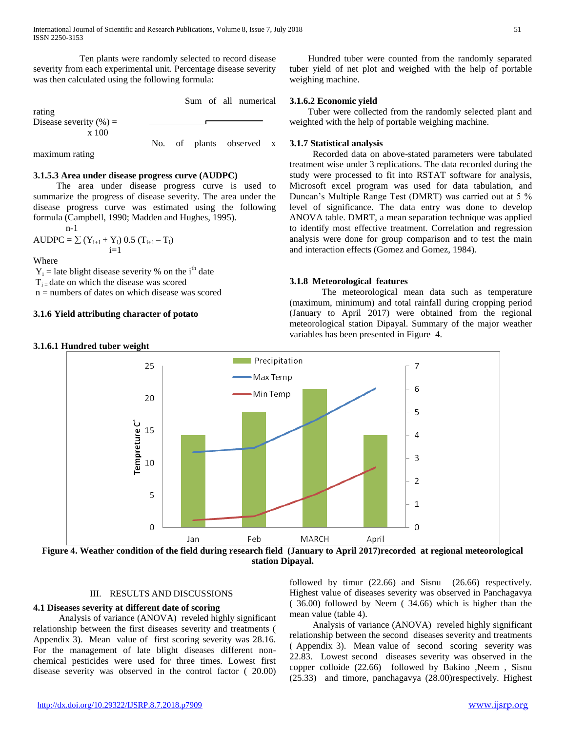Ten plants were randomly selected to record disease severity from each experimental unit. Percentage disease severity was then calculated using the following formula:

$$\text{Disease severity (\%)} = \frac{\text{Sum of all numerical rating}}{\text{No. of plants observed} \times \text{maximum rating}} \times 100$$

### 3.1.5.3 Area under disease progress curve (AUDPC)

The area under disease progress curve is used to summarize the progress of disease severity. The area under the disease progress curve was estimated using the following formula (Campbell, 1990; Madden and Hughes, 1995).

$$AUDPC = \sum_{i=1}^{n-1} (Y_{i+1} + Y_i)\, 0.5\, (T_{i+1} - T_i)$$

Where

$Y_i$ = late blight disease severity % on the $i^{th}$ date

$T_i$ = date on which the disease was scored

n = numbers of dates on which disease was scored

### 3.1.6 Yield attributing character of potato

#### 3.1.6.1 Hundred tuber weight

Hundred tuber were counted from the randomly separated tuber yield of net plot and weighed with the help of portable weighing machine.

#### 3.1.6.2 Economic yield

Tuber were collected from the randomly selected plant and weighted with the help of portable weighing machine.

### 3.1.7 Statistical analysis

Recorded data on above-stated parameters were tabulated treatment wise under 3 replications. The data recorded during the study were processed to fit into RSTAT software for analysis, Microsoft excel program was used for data tabulation, and Duncan's Multiple Range Test (DMRT) was carried out at 5 % level of significance. The data entry was done to develop ANOVA table. DMRT, a mean separation technique was applied to identify most effective treatment. Correlation and regression analysis were done for group comparison and to test the main and interaction effects (Gomez and Gomez, 1984).

### 3.1.8 Meteorological features

The meteorological mean data such as temperature (maximum, minimum) and total rainfall during cropping period (January to April 2017) were obtained from the regional meteorological station Dipayal. Summary of the major weather variables has been presented in Figure 4.

**Figure 4. Weather condition of the field during research field (January to April 2017)recorded at regional meteorological station Dipayal.**

## III. RESULTS AND DISCUSSIONS

### 4.1 Diseases severity at different date of scoring

Analysis of variance (ANOVA) reveled highly significant relationship between the first diseases severity and treatments ( Appendix 3). Mean value of first scoring severity was 28.16. For the management of late blight diseases different non-chemical pesticides were used for three times. Lowest first disease severity was observed in the control factor ( 20.00) followed by timur (22.66) and Sisnu (26.66) respectively. Highest value of diseases severity was observed in Panchagavya ( 36.00) followed by Neem ( 34.66) which is higher than the mean value (table 4).

Analysis of variance (ANOVA) reveled highly significant relationship between the second diseases severity and treatments ( Appendix 3). Mean value of second scoring severity was 22.83. Lowest second diseases severity was observed in the copper colloide (22.66) followed by Bakino ,Neem , Sisnu (25.33) and timore, panchagavya (28.00)respectively. Highest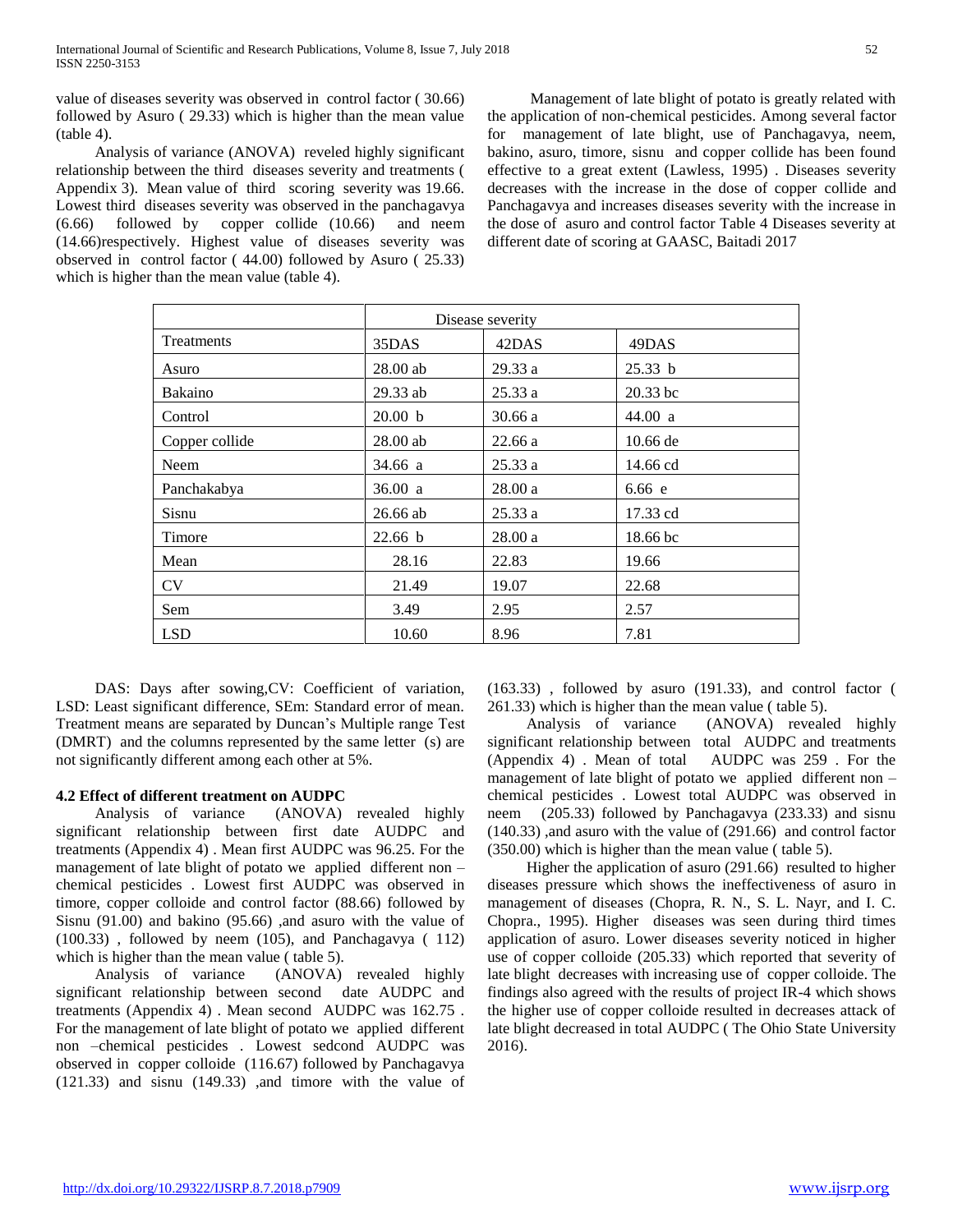value of diseases severity was observed in control factor ( 30.66) followed by Asuro ( 29.33) which is higher than the mean value (table 4).

Analysis of variance (ANOVA) reveled highly significant relationship between the third diseases severity and treatments ( Appendix 3). Mean value of third scoring severity was 19.66. Lowest third diseases severity was observed in the panchagavya (6.66) followed by copper collide (10.66) and neem (14.66)respectively. Highest value of diseases severity was observed in control factor ( 44.00) followed by Asuro ( 25.33) which is higher than the mean value (table 4).

Management of late blight of potato is greatly related with the application of non-chemical pesticides. Among several factor for management of late blight, use of Panchagavya, neem, bakino, asuro, timore, sisnu and copper collide has been found effective to a great extent (Lawless, 1995) . Diseases severity decreases with the increase in the dose of copper collide and Panchagavya and increases diseases severity with the increase in the dose of asuro and control factor Table 4 Diseases severity at different date of scoring at GAASC, Baitadi 2017

| | Disease severity | | |
|---|---|---|---|
| Treatments | 35DAS | 42DAS | 49DAS |
| Asuro | 28.00 ab | 29.33 a | 25.33 b |
| Bakaino | 29.33 ab | 25.33 a | 20.33 bc |
| Control | 20.00 b | 30.66 a | 44.00 a |
| Copper collide | 28.00 ab | 22.66 a | 10.66 de |
| Neem | 34.66 a | 25.33 a | 14.66 cd |
| Panchakabya | 36.00 a | 28.00 a | 6.66 e |
| Sisnu | 26.66 ab | 25.33 a | 17.33 cd |
| Timore | 22.66 b | 28.00 a | 18.66 bc |
| Mean | 28.16 | 22.83 | 19.66 |
| CV | 21.49 | 19.07 | 22.68 |
| Sem | 3.49 | 2.95 | 2.57 |
| LSD | 10.60 | 8.96 | 7.81 |

DAS: Days after sowing,CV: Coefficient of variation, LSD: Least significant difference, SEm: Standard error of mean. Treatment means are separated by Duncan's Multiple range Test (DMRT) and the columns represented by the same letter (s) are not significantly different among each other at 5%.

#### 4.2 Effect of different treatment on AUDPC

Analysis of variance (ANOVA) revealed highly significant relationship between first date AUDPC and treatments (Appendix 4) . Mean first AUDPC was 96.25. For the management of late blight of potato we applied different non –chemical pesticides . Lowest first AUDPC was observed in timore, copper colloide and control factor (88.66) followed by Sisnu (91.00) and bakino (95.66) ,and asuro with the value of (100.33) , followed by neem (105), and Panchagavya ( 112) which is higher than the mean value ( table 5).

Analysis of variance (ANOVA) revealed highly significant relationship between second date AUDPC and treatments (Appendix 4) . Mean second AUDPC was 162.75 . For the management of late blight of potato we applied different non –chemical pesticides . Lowest sedcond AUDPC was observed in copper colloide (116.67) followed by Panchagavya (121.33) and sisnu (149.33) ,and timore with the value of (163.33) , followed by asuro (191.33), and control factor ( 261.33) which is higher than the mean value ( table 5).

Analysis of variance (ANOVA) revealed highly significant relationship between total AUDPC and treatments (Appendix 4) . Mean of total AUDPC was 259 . For the management of late blight of potato we applied different non – chemical pesticides . Lowest total AUDPC was observed in neem (205.33) followed by Panchagavya (233.33) and sisnu (140.33) ,and asuro with the value of (291.66) and control factor (350.00) which is higher than the mean value ( table 5).

Higher the application of asuro (291.66) resulted to higher diseases pressure which shows the ineffectiveness of asuro in management of diseases (Chopra, R. N., S. L. Nayr, and I. C. Chopra., 1995). Higher diseases was seen during third times application of asuro. Lower diseases severity noticed in higher use of copper colloide (205.33) which reported that severity of late blight decreases with increasing use of copper colloide. The findings also agreed with the results of project IR-4 which shows the higher use of copper colloide resulted in decreases attack of late blight decreased in total AUDPC ( The Ohio State University 2016).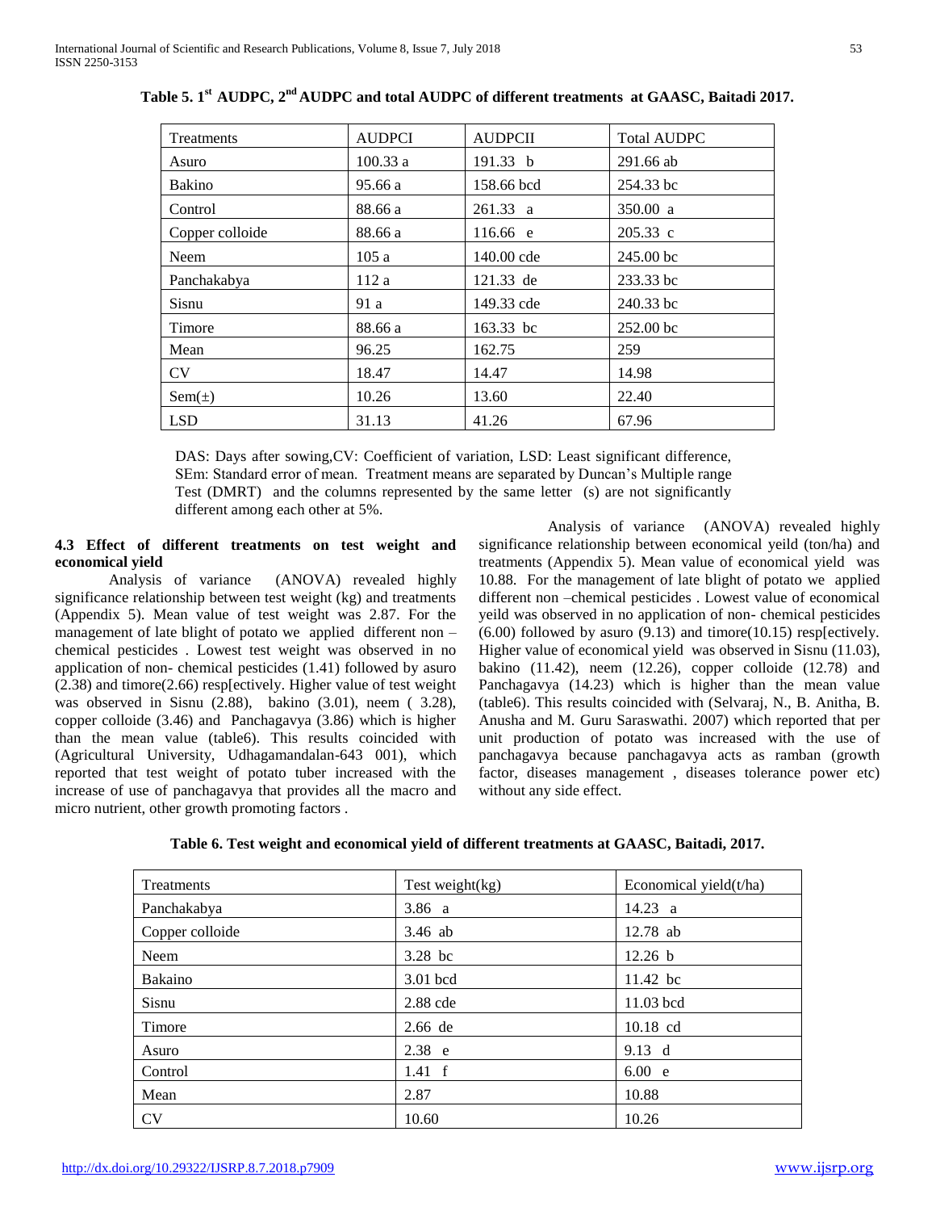**Table 5. 1st AUDPC, 2nd AUDPC and total AUDPC of different treatments at GAASC, Baitadi 2017.**

| Treatments | AUDPCI | AUDPCII | Total AUDPC |
|---|---|---|---|
| Asuro | 100.33 a | 191.33 b | 291.66 ab |
| Bakino | 95.66 a | 158.66 bcd | 254.33 bc |
| Control | 88.66 a | 261.33 a | 350.00 a |
| Copper colloide | 88.66 a | 116.66 e | 205.33 c |
| Neem | 105 a | 140.00 cde | 245.00 bc |
| Panchakabya | 112 a | 121.33 de | 233.33 bc |
| Sisnu | 91 a | 149.33 cde | 240.33 bc |
| Timore | 88.66 a | 163.33 bc | 252.00 bc |
| Mean | 96.25 | 162.75 | 259 |
| CV | 18.47 | 14.47 | 14.98 |
| Sem(±) | 10.26 | 13.60 | 22.40 |
| LSD | 31.13 | 41.26 | 67.96 |

DAS: Days after sowing,CV: Coefficient of variation, LSD: Least significant difference, SEm: Standard error of mean. Treatment means are separated by Duncan's Multiple range Test (DMRT) and the columns represented by the same letter (s) are not significantly different among each other at 5%.

### 4.3 Effect of different treatments on test weight and economical yield

Analysis of variance (ANOVA) revealed highly significance relationship between test weight (kg) and treatments (Appendix 5). Mean value of test weight was 2.87. For the management of late blight of potato we applied different non –chemical pesticides . Lowest test weight was observed in no application of non- chemical pesticides (1.41) followed by asuro (2.38) and timore(2.66) resp[ectively. Higher value of test weight was observed in Sisnu (2.88), bakino (3.01), neem ( 3.28), copper colloide (3.46) and Panchagavya (3.86) which is higher than the mean value (table6). This results coincided with (Agricultural University, Udhagamandalan-643 001), which reported that test weight of potato tuber increased with the increase of use of panchagavya that provides all the macro and micro nutrient, other growth promoting factors .

Analysis of variance (ANOVA) revealed highly significance relationship between economical yeild (ton/ha) and treatments (Appendix 5). Mean value of economical yield was 10.88. For the management of late blight of potato we applied different non –chemical pesticides . Lowest value of economical yeild was observed in no application of non- chemical pesticides (6.00) followed by asuro (9.13) and timore(10.15) resp[ectively. Higher value of economical yield was observed in Sisnu (11.03), bakino (11.42), neem (12.26), copper colloide (12.78) and Panchagavya (14.23) which is higher than the mean value (table6). This results coincided with (Selvaraj, N., B. Anitha, B. Anusha and M. Guru Saraswathi. 2007) which reported that per unit production of potato was increased with the use of panchagavya because panchagavya acts as ramban (growth factor, diseases management , diseases tolerance power etc) without any side effect.

**Table 6. Test weight and economical yield of different treatments at GAASC, Baitadi, 2017.**

| Treatments | Test weight(kg) | Economical yield(t/ha) |
|---|---|---|
| Panchakabya | 3.86 a | 14.23 a |
| Copper colloide | 3.46 ab | 12.78 ab |
| Neem | 3.28 bc | 12.26 b |
| Bakaino | 3.01 bcd | 11.42 bc |
| Sisnu | 2.88 cde | 11.03 bcd |
| Timore | 2.66 de | 10.18 cd |
| Asuro | 2.38 e | 9.13 d |
| Control | 1.41 f | 6.00 e |
| Mean | 2.87 | 10.88 |
| CV | 10.60 | 10.26 |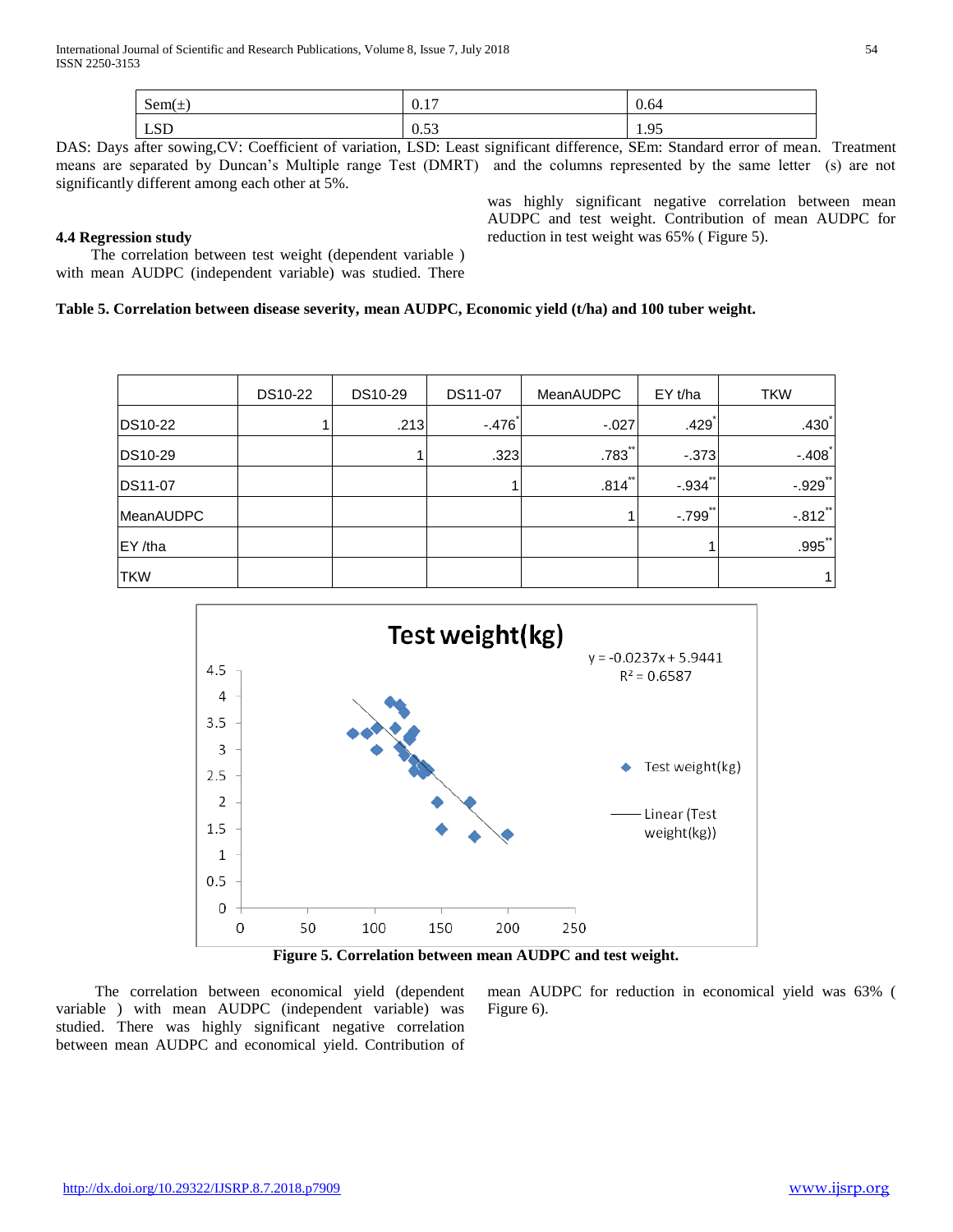| Sem(±) | 0.17 | 0.64 |
| --- | --- | --- |
| LSD | 0.53 | 1.95 |

DAS: Days after sowing,CV: Coefficient of variation, LSD: Least significant difference, SEm: Standard error of mean. Treatment means are separated by Duncan's Multiple range Test (DMRT) and the columns represented by the same letter (s) are not significantly different among each other at 5%.

### 4.4 Regression study

The correlation between test weight (dependent variable ) with mean AUDPC (independent variable) was studied. There was highly significant negative correlation between mean AUDPC and test weight. Contribution of mean AUDPC for reduction in test weight was 65% ( Figure 5).

**Table 5. Correlation between disease severity, mean AUDPC, Economic yield (t/ha) and 100 tuber weight.**

| | DS10-22 | DS10-29 | DS11-07 | MeanAUDPC | EY t/ha | TKW |
| --- | --- | --- | --- | --- | --- | --- |
| DS10-22 | 1 | .213 | -.476* | -.027 | .429* | .430* |
| DS10-29 | | 1 | .323 | .783** | -.373 | -.408* |
| DS11-07 | | | 1 | .814** | -.934** | -.929** |
| MeanAUDPC | | | | 1 | -.799** | -.812** |
| EY /tha | | | | | 1 | .995** |
| TKW | | | | | | 1 |

Test weight(kg)

$y = -0.0237x + 5.9441$
$R^2 = 0.6587$

**Figure 5. Correlation between mean AUDPC and test weight.**

The correlation between economical yield (dependent variable ) with mean AUDPC (independent variable) was studied. There was highly significant negative correlation between mean AUDPC and economical yield. Contribution of mean AUDPC for reduction in economical yield was 63% ( Figure 6).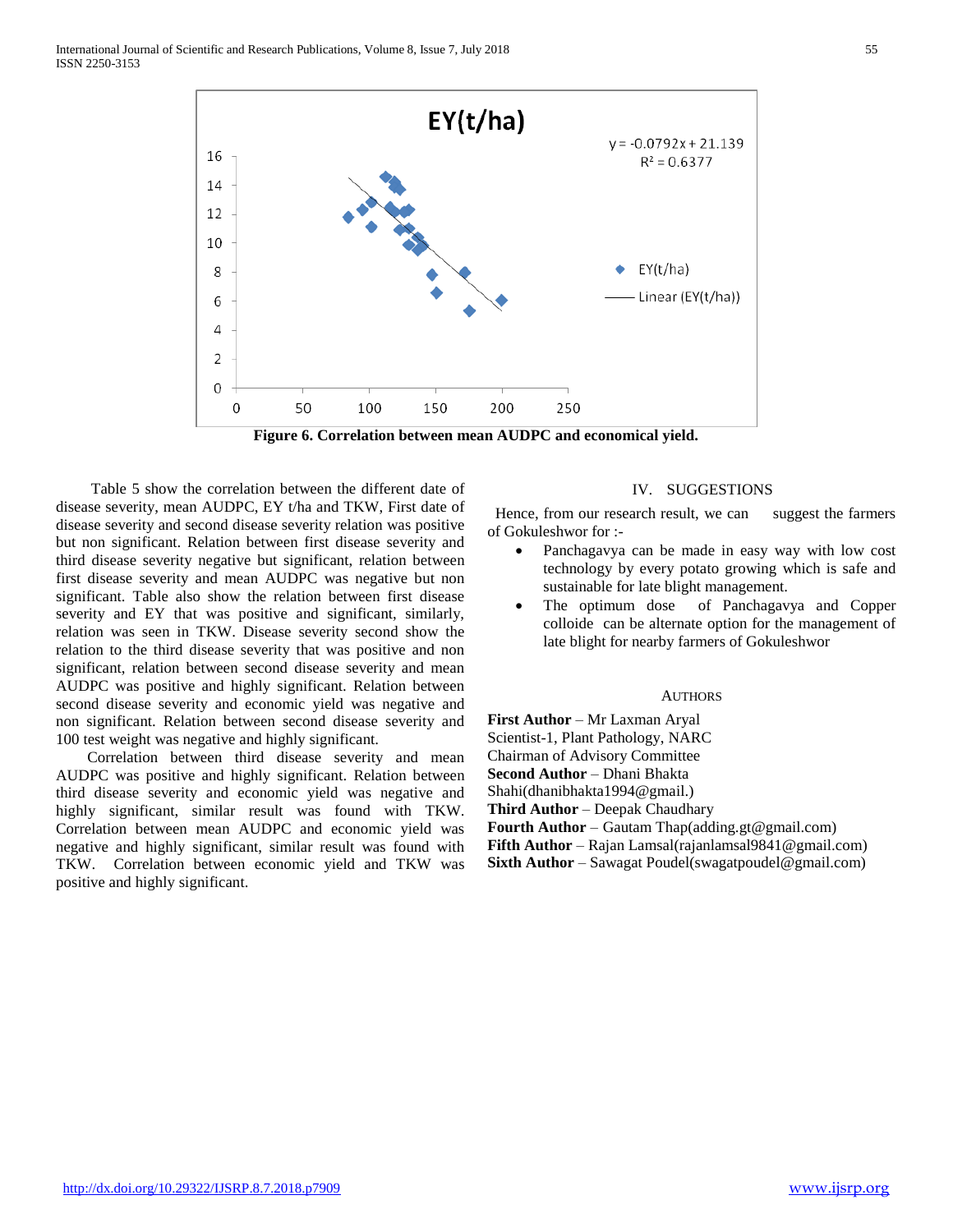EY(t/ha)

y = -0.0792x + 21.139
$R^2$ = 0.6377

16
14
12
10
8
6
4
2
0

0 50 100 150 200 250

EY(t/ha)
Linear (EY(t/ha))

**Figure 6. Correlation between mean AUDPC and economical yield.**

Table 5 show the correlation between the different date of disease severity, mean AUDPC, EY t/ha and TKW, First date of disease severity and second disease severity relation was positive but non significant. Relation between first disease severity and third disease severity negative but significant, relation between first disease severity and mean AUDPC was negative but non significant. Table also show the relation between first disease severity and EY that was positive and significant, similarly, relation was seen in TKW. Disease severity second show the relation to the third disease severity that was positive and non significant, relation between second disease severity and mean AUDPC was positive and highly significant. Relation between second disease severity and economic yield was negative and non significant. Relation between second disease severity and 100 test weight was negative and highly significant.

Correlation between third disease severity and mean AUDPC was positive and highly significant. Relation between third disease severity and economic yield was negative and highly significant, similar result was found with TKW. Correlation between mean AUDPC and economic yield was negative and highly significant, similar result was found with TKW. Correlation between economic yield and TKW was positive and highly significant.

## IV. SUGGESTIONS

Hence, from our research result, we can suggest the farmers of Gokuleshwor for :-

- Panchagavya can be made in easy way with low cost technology by every potato growing which is safe and sustainable for late blight management.
- The optimum dose of Panchagavya and Copper colloide can be alternate option for the management of late blight for nearby farmers of Gokuleshwor

## AUTHORS

**First Author** – Mr Laxman Aryal
Scientist-1, Plant Pathology, NARC
Chairman of Advisory Committee
**Second Author** – Dhani Bhakta Shahi(dhanibhakta1994@gmail.)
**Third Author** – Deepak Chaudhary
**Fourth Author** – Gautam Thap(adding.gt@gmail.com)
**Fifth Author** – Rajan Lamsal(rajanlamsal9841@gmail.com)
**Sixth Author** – Sawagat Poudel(swagatpoudel@gmail.com)